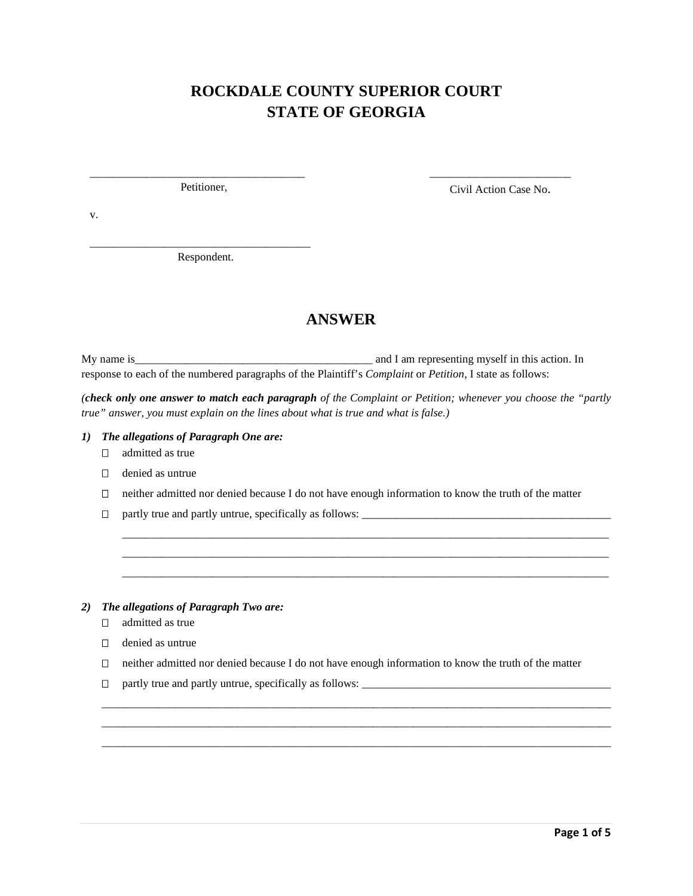# ROCKDALE COUNTY SUPERIOR COURT
# STATE OF GIAORGIA

# ROCKDALE COUNTY SUPERIOR COURT
# STATE OF GEORGIA

_____________________________________
Petitioner,

v.

_____________________________________
Respondent.

________________________
Civil Action Case No.

## ANSWER

My name is__________________________________________ and I am representing myself in this action. In response to each of the numbered paragraphs of the Plaintiff's *Complaint* or *Petition*, I state as follows:

*(**check only one answer to match each paragraph** of the Complaint or Petition; whenever you choose the "partly true" answer, you must explain on the lines about what is true and what is false.)*

1) ***The allegations of Paragraph One are:***
   - ☐ admitted as true
   - ☐ denied as untrue
   - ☐ neither admitted nor denied because I do not have enough information to know the truth of the matter
   - ☐ partly true and partly untrue, specifically as follows: _____________________________________________
     ____________________________________________________________________________________________
     ____________________________________________________________________________________________
     ____________________________________________________________________________________________

2) ***The allegations of Paragraph Two are:***
   - ☐ admitted as true
   - ☐ denied as untrue
   - ☐ neither admitted nor denied because I do not have enough information to know the truth of the matter
   - ☐ partly true and partly untrue, specifically as follows: _____________________________________________
   ____________________________________________________________________________________________
   ____________________________________________________________________________________________
   ____________________________________________________________________________________________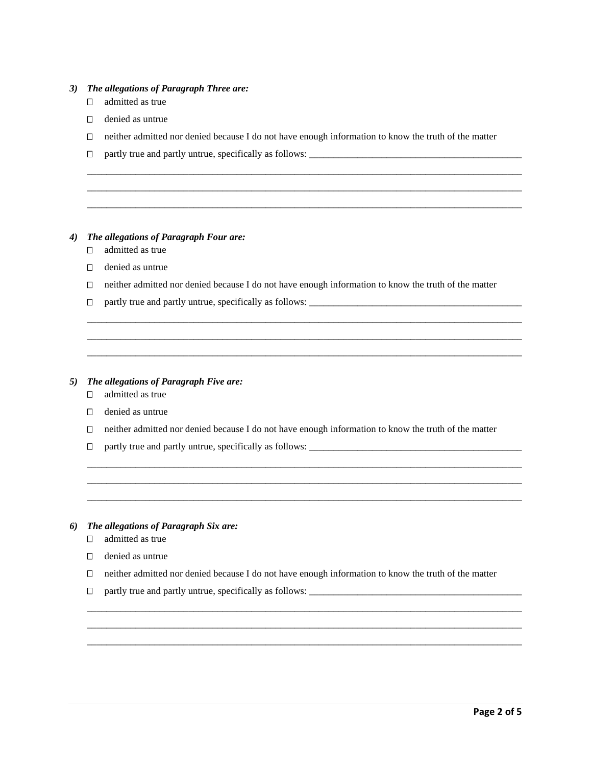*3)* ***The allegations of Paragraph Three are:***

- ☐ admitted as true
- ☐ denied as untrue
- ☐ neither admitted nor denied because I do not have enough information to know the truth of the matter
- ☐ partly true and partly untrue, specifically as follows: _____________________________________________

_______________________________________________________________________________________________

_______________________________________________________________________________________________

_______________________________________________________________________________________________

*4)* ***The allegations of Paragraph Four are:***

- ☐ admitted as true
- ☐ denied as untrue
- ☐ neither admitted nor denied because I do not have enough information to know the truth of the matter
- ☐ partly true and partly untrue, specifically as follows: _____________________________________________

_______________________________________________________________________________________________

_______________________________________________________________________________________________

_______________________________________________________________________________________________

*5)* ***The allegations of Paragraph Five are:***

- ☐ admitted as true
- ☐ denied as untrue
- ☐ neither admitted nor denied because I do not have enough information to know the truth of the matter
- ☐ partly true and partly untrue, specifically as follows: _____________________________________________

_______________________________________________________________________________________________

_______________________________________________________________________________________________

_______________________________________________________________________________________________

*6)* ***The allegations of Paragraph Six are:***

- ☐ admitted as true
- ☐ denied as untrue
- ☐ neither admitted nor denied because I do not have enough information to know the truth of the matter
- ☐ partly true and partly untrue, specifically as follows: _____________________________________________

_______________________________________________________________________________________________

_______________________________________________________________________________________________

_______________________________________________________________________________________________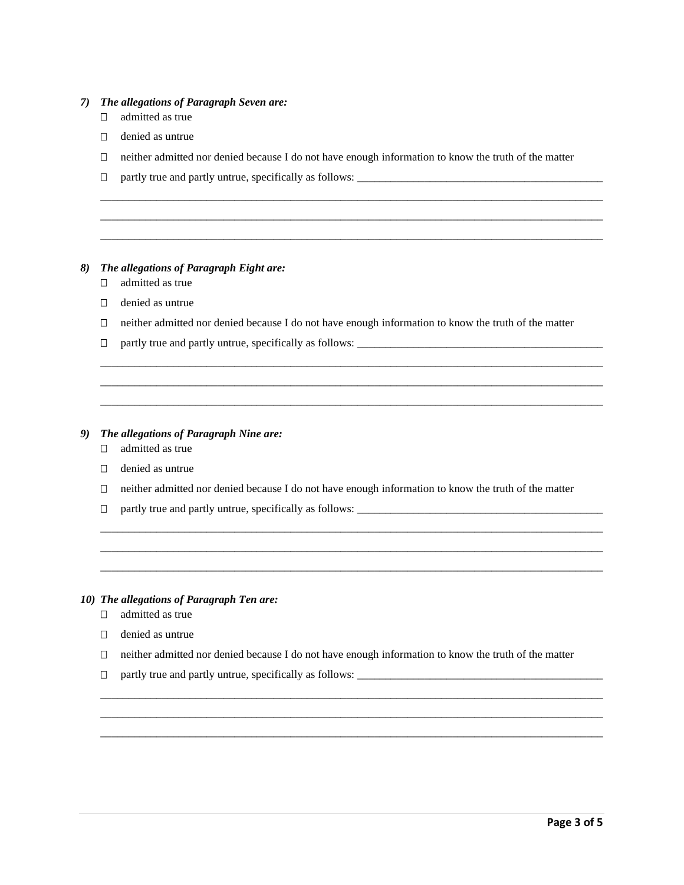***7) The allegations of Paragraph Seven are:***

- ☐ admitted as true
- ☐ denied as untrue
- ☐ neither admitted nor denied because I do not have enough information to know the truth of the matter
- ☐ partly true and partly untrue, specifically as follows: _____________________________________________

_____________________________________________________________________________________________

_____________________________________________________________________________________________

_____________________________________________________________________________________________

***8) The allegations of Paragraph Eight are:***

- ☐ admitted as true
- ☐ denied as untrue
- ☐ neither admitted nor denied because I do not have enough information to know the truth of the matter
- ☐ partly true and partly untrue, specifically as follows: _____________________________________________

_____________________________________________________________________________________________

_____________________________________________________________________________________________

_____________________________________________________________________________________________

***9) The allegations of Paragraph Nine are:***

- ☐ admitted as true
- ☐ denied as untrue
- ☐ neither admitted nor denied because I do not have enough information to know the truth of the matter
- ☐ partly true and partly untrue, specifically as follows: _____________________________________________

_____________________________________________________________________________________________

_____________________________________________________________________________________________

_____________________________________________________________________________________________

***10) The allegations of Paragraph Ten are:***

- ☐ admitted as true
- ☐ denied as untrue
- ☐ neither admitted nor denied because I do not have enough information to know the truth of the matter
- ☐ partly true and partly untrue, specifically as follows: _____________________________________________

_____________________________________________________________________________________________

_____________________________________________________________________________________________

_____________________________________________________________________________________________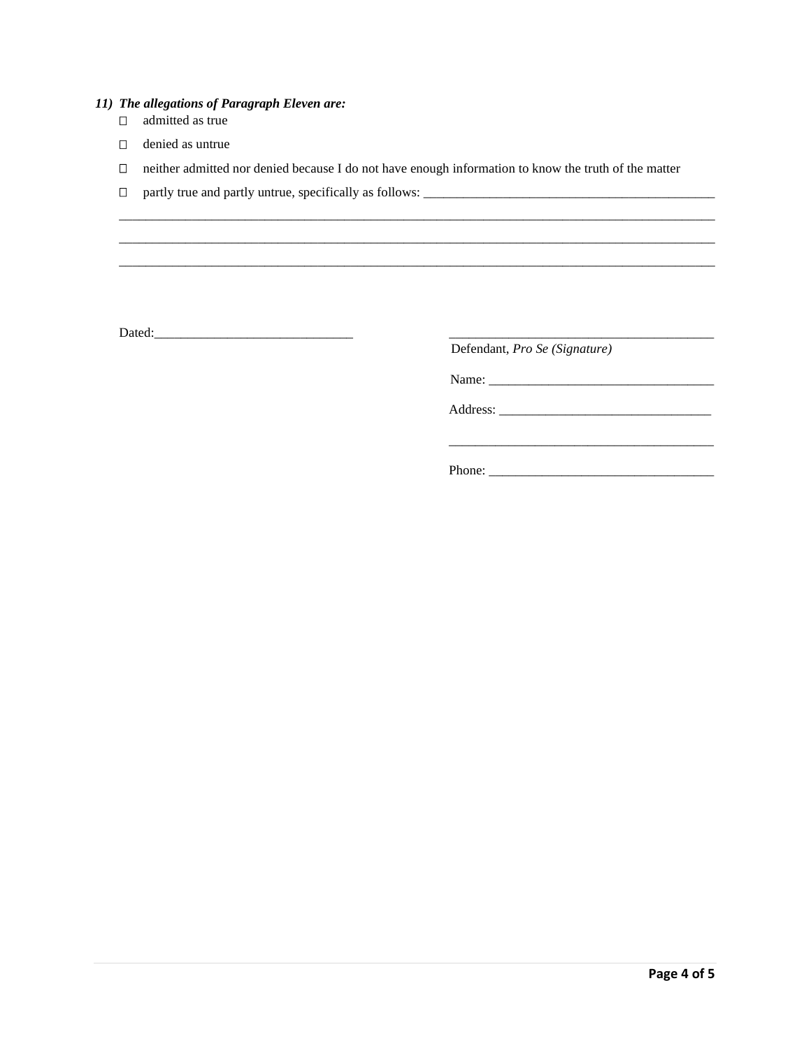***11) The allegations of Paragraph Eleven are:***

☐ admitted as true

☐ denied as untrue

☐ neither admitted nor denied because I do not have enough information to know the truth of the matter

☐ partly true and partly untrue, specifically as follows: _____________________________________________

_____________________________________________________________________________________________

_____________________________________________________________________________________________

_____________________________________________________________________________________________

Dated:______________________________

_______________________________________
Defendant, *Pro Se (Signature)*

Name: __________________________________

Address: ________________________________

_______________________________________

Phone: __________________________________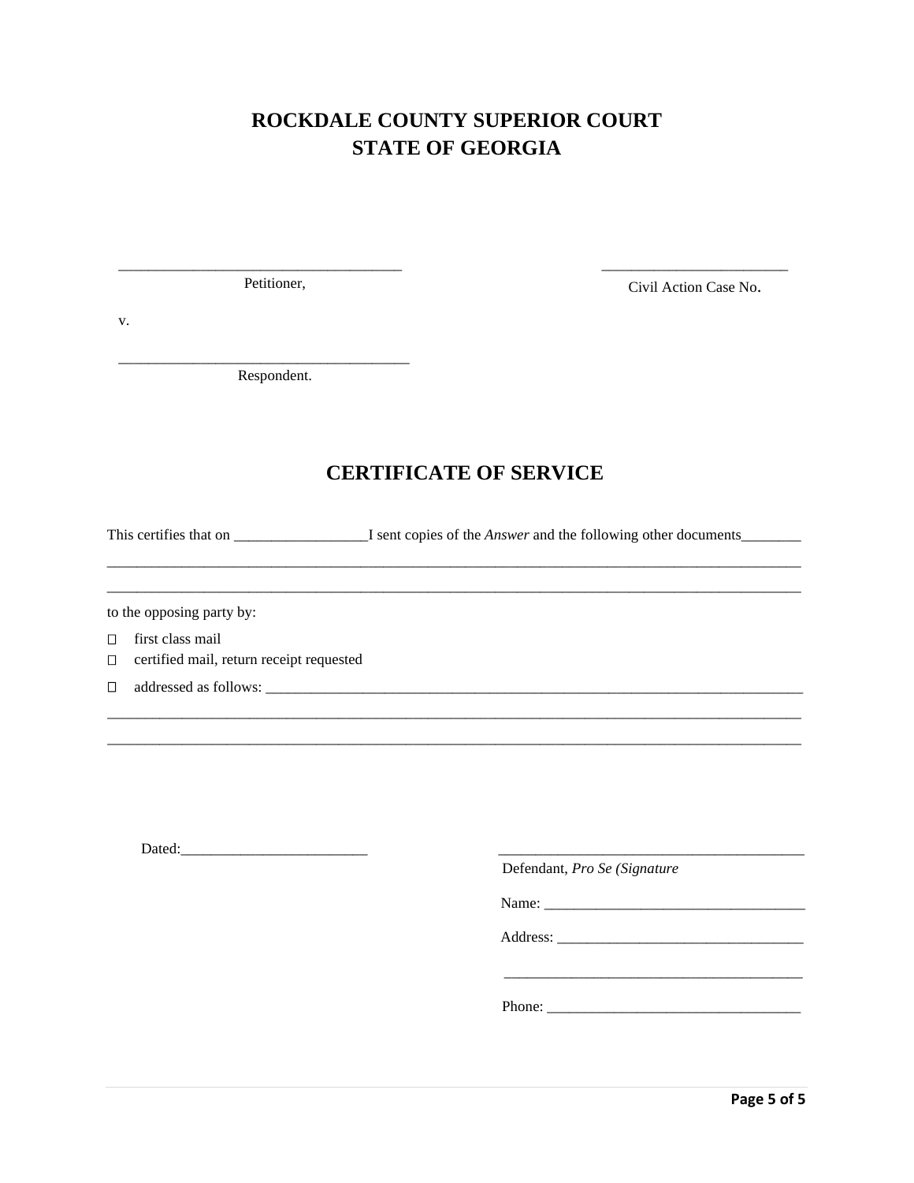# ROCKDALE COUNTY SUPERIOR COURT
# STATE OF GEORGIA

_____________________________________
Petitioner,

v.

_____________________________________
Respondent.

________________________
Civil Action Case No.

## CERTIFICATE OF SERVICE

This certifies that on __________________I sent copies of the *Answer* and the following other documents________
_____________________________________________________________________________________________
_____________________________________________________________________________________________

to the opposing party by:

☐ first class mail

☐ certified mail, return receipt requested

☐ addressed as follows: _____________________________________________________________________________
_____________________________________________________________________________________________
_____________________________________________________________________________________________

Dated:_________________________

________________________________________
Defendant, *Pro Se (Signature*

Name: __________________________________

Address: ________________________________

________________________________________

Phone: _________________________________